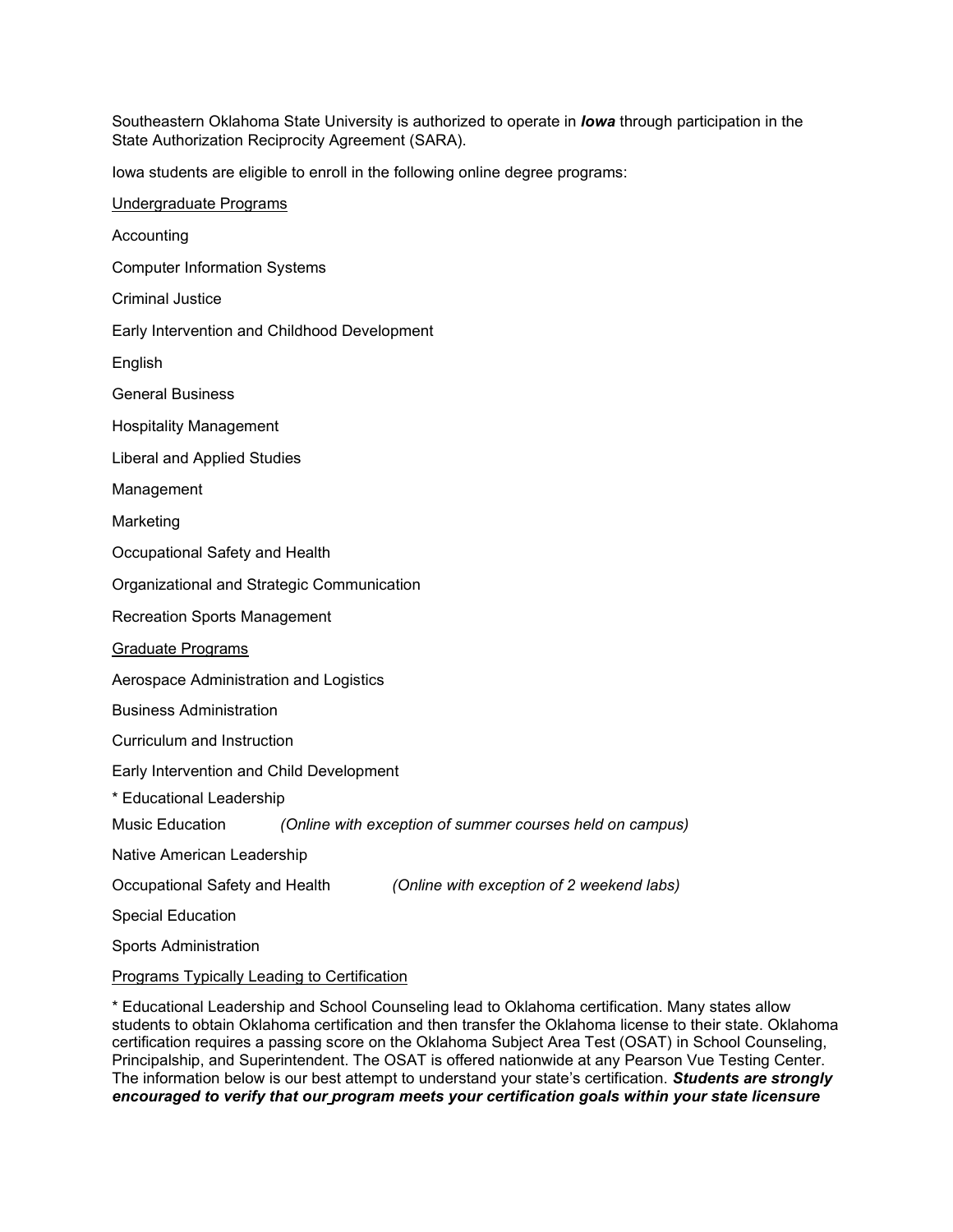Southeastern Oklahoma State University is authorized to operate in ***Iowa*** through participation in the State Authorization Reciprocity Agreement (SARA).

Iowa students are eligible to enroll in the following online degree programs:

<u>Undergraduate Programs</u>

Accounting

Computer Information Systems

Criminal Justice

Early Intervention and Childhood Development

English

General Business

Hospitality Management

Liberal and Applied Studies

Management

Marketing

Occupational Safety and Health

Organizational and Strategic Communication

Recreation Sports Management

<u>Graduate Programs</u>

Aerospace Administration and Logistics

Business Administration

Curriculum and Instruction

Early Intervention and Child Development

* Educational Leadership

Music Education *(Online with exception of summer courses held on campus)*

Native American Leadership

Occupational Safety and Health *(Online with exception of 2 weekend labs)*

Special Education

Sports Administration

<u>Programs Typically Leading to Certification</u>

* Educational Leadership and School Counseling lead to Oklahoma certification. Many states allow students to obtain Oklahoma certification and then transfer the Oklahoma license to their state. Oklahoma certification requires a passing score on the Oklahoma Subject Area Test (OSAT) in School Counseling, Principalship, and Superintendent. The OSAT is offered nationwide at any Pearson Vue Testing Center. The information below is our best attempt to understand your state's certification. ***Students are strongly encouraged to verify that our program meets your certification goals within your state licensure***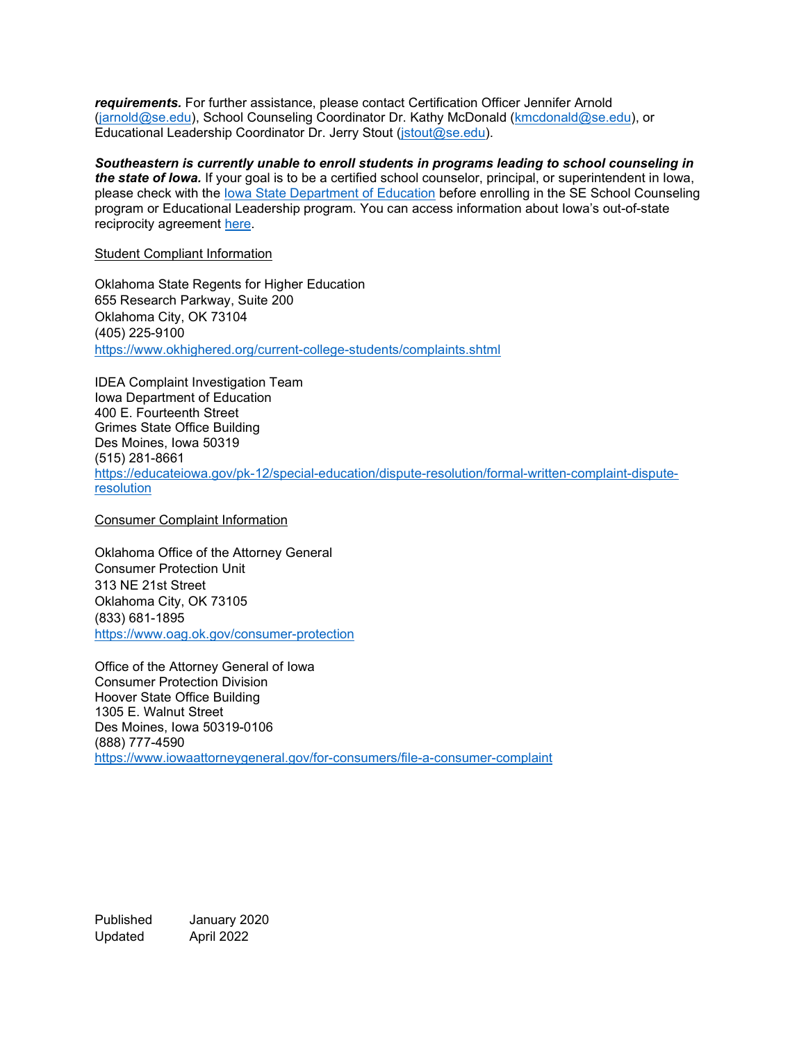***requirements.*** For further assistance, please contact Certification Officer Jennifer Arnold (jarnold@se.edu), School Counseling Coordinator Dr. Kathy McDonald (kmcdonald@se.edu), or Educational Leadership Coordinator Dr. Jerry Stout (jstout@se.edu).

***Southeastern is currently unable to enroll students in programs leading to school counseling in the state of Iowa.*** If your goal is to be a certified school counselor, principal, or superintendent in Iowa, please check with the Iowa State Department of Education before enrolling in the SE School Counseling program or Educational Leadership program. You can access information about Iowa's out-of-state reciprocity agreement here.

Student Compliant Information

Oklahoma State Regents for Higher Education
655 Research Parkway, Suite 200
Oklahoma City, OK 73104
(405) 225-9100
https://www.okhighered.org/current-college-students/complaints.shtml

IDEA Complaint Investigation Team
Iowa Department of Education
400 E. Fourteenth Street
Grimes State Office Building
Des Moines, Iowa 50319
(515) 281-8661
https://educateiowa.gov/pk-12/special-education/dispute-resolution/formal-written-complaint-dispute-resolution

Consumer Complaint Information

Oklahoma Office of the Attorney General
Consumer Protection Unit
313 NE 21st Street
Oklahoma City, OK 73105
(833) 681-1895
https://www.oag.ok.gov/consumer-protection

Office of the Attorney General of Iowa
Consumer Protection Division
Hoover State Office Building
1305 E. Walnut Street
Des Moines, Iowa 50319-0106
(888) 777-4590
https://www.iowaattorneygeneral.gov/for-consumers/file-a-consumer-complaint

Published January 2020
Updated April 2022